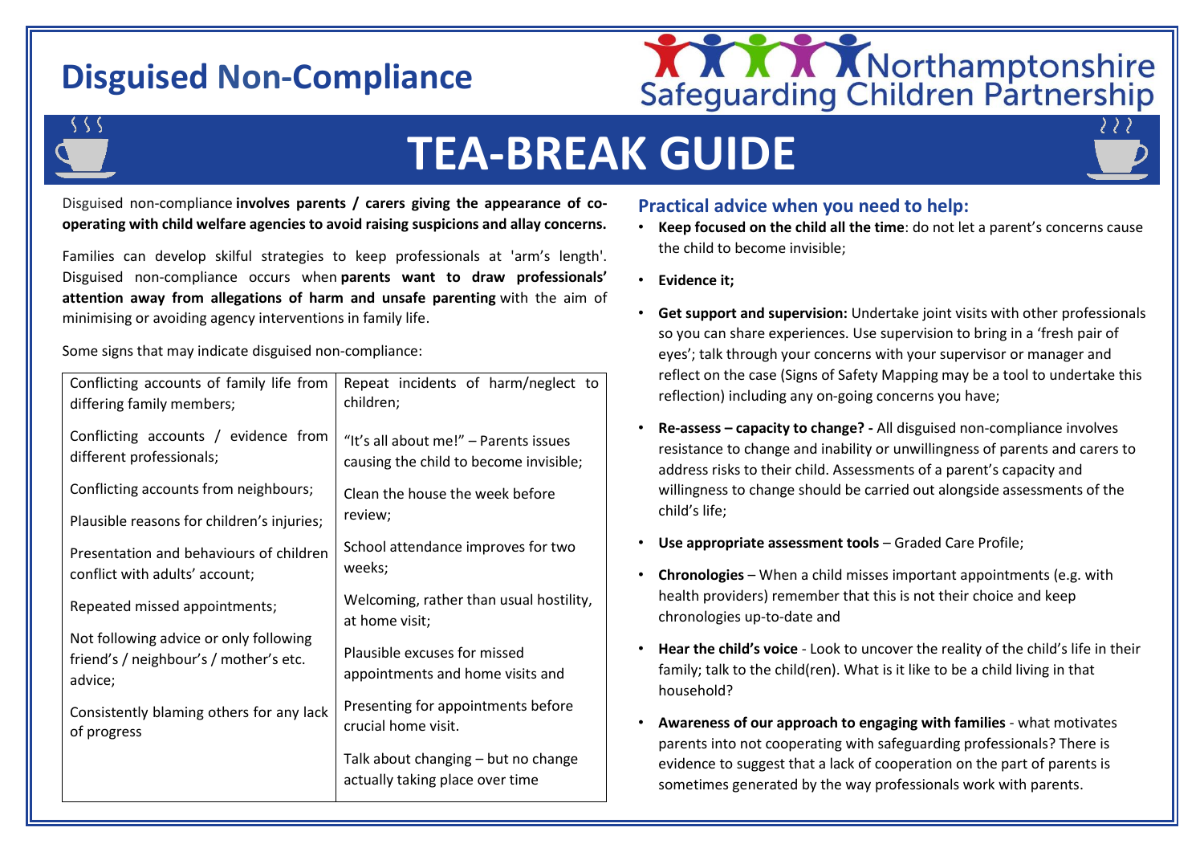# Disguised Non-Compliance

Northamptonshire Safeguarding Children Partnership

# TEA-BREAK GUIDE

Disguised non-compliance **involves parents / carers giving the appearance of co-operating with child welfare agencies to avoid raising suspicions and allay concerns.**

Families can develop skilful strategies to keep professionals at 'arm's length'. Disguised non-compliance occurs when **parents want to draw professionals' attention away from allegations of harm and unsafe parenting** with the aim of minimising or avoiding agency interventions in family life.

Some signs that may indicate disguised non-compliance:

| | |
|---|---|
| Conflicting accounts of family life from differing family members; | Repeat incidents of harm/neglect to children; |
| Conflicting accounts / evidence from different professionals; | "It's all about me!" – Parents issues causing the child to become invisible; |
| Conflicting accounts from neighbours; | Clean the house the week before review; |
| Plausible reasons for children's injuries; | |
| Presentation and behaviours of children conflict with adults' account; | School attendance improves for two weeks; |
| Repeated missed appointments; | Welcoming, rather than usual hostility, at home visit; |
| Not following advice or only following friend's / neighbour's / mother's etc. advice; | Plausible excuses for missed appointments and home visits and |
| Consistently blaming others for any lack of progress | Presenting for appointments before crucial home visit. |
| | Talk about changing – but no change actually taking place over time |

## Practical advice when you need to help:

- **Keep focused on the child all the time**: do not let a parent's concerns cause the child to become invisible;
- **Evidence it;**
- **Get support and supervision:** Undertake joint visits with other professionals so you can share experiences. Use supervision to bring in a 'fresh pair of eyes'; talk through your concerns with your supervisor or manager and reflect on the case (Signs of Safety Mapping may be a tool to undertake this reflection) including any on-going concerns you have;
- **Re-assess – capacity to change? -** All disguised non-compliance involves resistance to change and inability or unwillingness of parents and carers to address risks to their child. Assessments of a parent's capacity and willingness to change should be carried out alongside assessments of the child's life;
- **Use appropriate assessment tools** – Graded Care Profile;
- **Chronologies** – When a child misses important appointments (e.g. with health providers) remember that this is not their choice and keep chronologies up-to-date and
- **Hear the child's voice** - Look to uncover the reality of the child's life in their family; talk to the child(ren). What is it like to be a child living in that household?
- **Awareness of our approach to engaging with families** - what motivates parents into not cooperating with safeguarding professionals? There is evidence to suggest that a lack of cooperation on the part of parents is sometimes generated by the way professionals work with parents.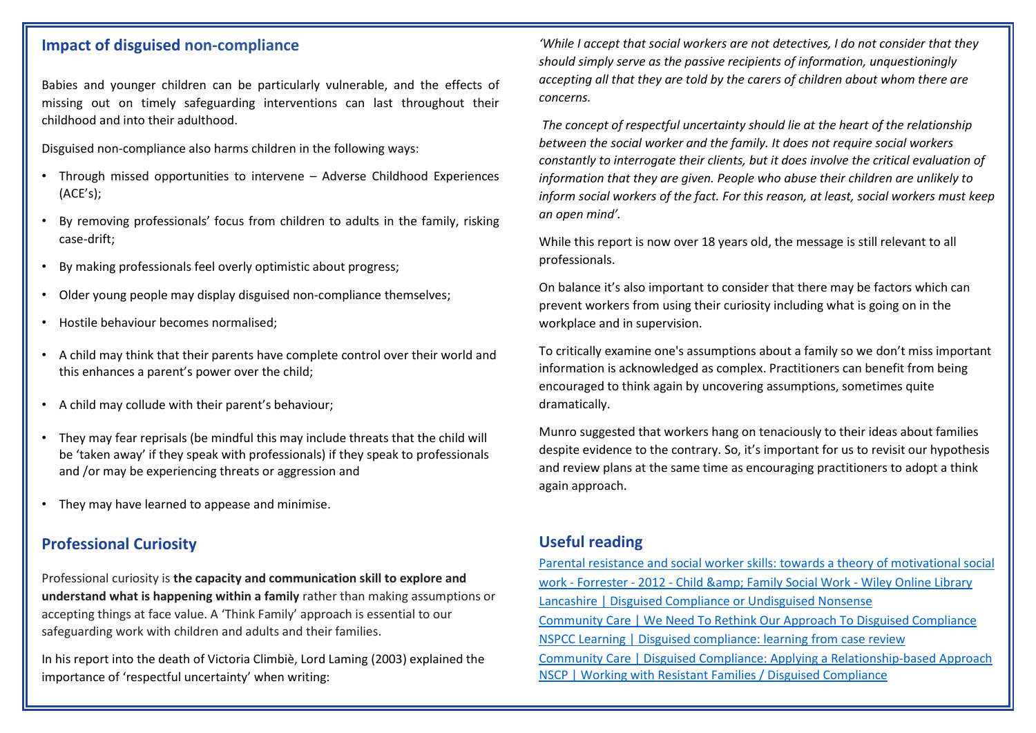## Impact of disguised non-compliance

Babies and younger children can be particularly vulnerable, and the effects of missing out on timely safeguarding interventions can last throughout their childhood and into their adulthood.

Disguised non-compliance also harms children in the following ways:

- Through missed opportunities to intervene – Adverse Childhood Experiences (ACE's);
- By removing professionals' focus from children to adults in the family, risking case-drift;
- By making professionals feel overly optimistic about progress;
- Older young people may display disguised non-compliance themselves;
- Hostile behaviour becomes normalised;
- A child may think that their parents have complete control over their world and this enhances a parent's power over the child;
- A child may collude with their parent's behaviour;
- They may fear reprisals (be mindful this may include threats that the child will be 'taken away' if they speak with professionals) if they speak to professionals and /or may be experiencing threats or aggression and
- They may have learned to appease and minimise.

## Professional Curiosity

Professional curiosity is **the capacity and communication skill to explore and understand what is happening within a family** rather than making assumptions or accepting things at face value. A 'Think Family' approach is essential to our safeguarding work with children and adults and their families.

In his report into the death of Victoria Climbiè, Lord Laming (2003) explained the importance of 'respectful uncertainty' when writing:

*'While I accept that social workers are not detectives, I do not consider that they should simply serve as the passive recipients of information, unquestioningly accepting all that they are told by the carers of children about whom there are concerns.*

*The concept of respectful uncertainty should lie at the heart of the relationship between the social worker and the family. It does not require social workers constantly to interrogate their clients, but it does involve the critical evaluation of information that they are given. People who abuse their children are unlikely to inform social workers of the fact. For this reason, at least, social workers must keep an open mind'.*

While this report is now over 18 years old, the message is still relevant to all professionals.

On balance it's also important to consider that there may be factors which can prevent workers from using their curiosity including what is going on in the workplace and in supervision.

To critically examine one's assumptions about a family so we don't miss important information is acknowledged as complex. Practitioners can benefit from being encouraged to think again by uncovering assumptions, sometimes quite dramatically.

Munro suggested that workers hang on tenaciously to their ideas about families despite evidence to the contrary. So, it's important for us to revisit our hypothesis and review plans at the same time as encouraging practitioners to adopt a think again approach.

## Useful reading

Parental resistance and social worker skills: towards a theory of motivational social work - Forrester - 2012 - Child &amp; Family Social Work - Wiley Online Library
Lancashire | Disguised Compliance or Undisguised Nonsense
Community Care | We Need To Rethink Our Approach To Disguised Compliance
NSPCC Learning | Disguised compliance: learning from case review
Community Care | Disguised Compliance: Applying a Relationship-based Approach
NSCP | Working with Resistant Families / Disguised Compliance